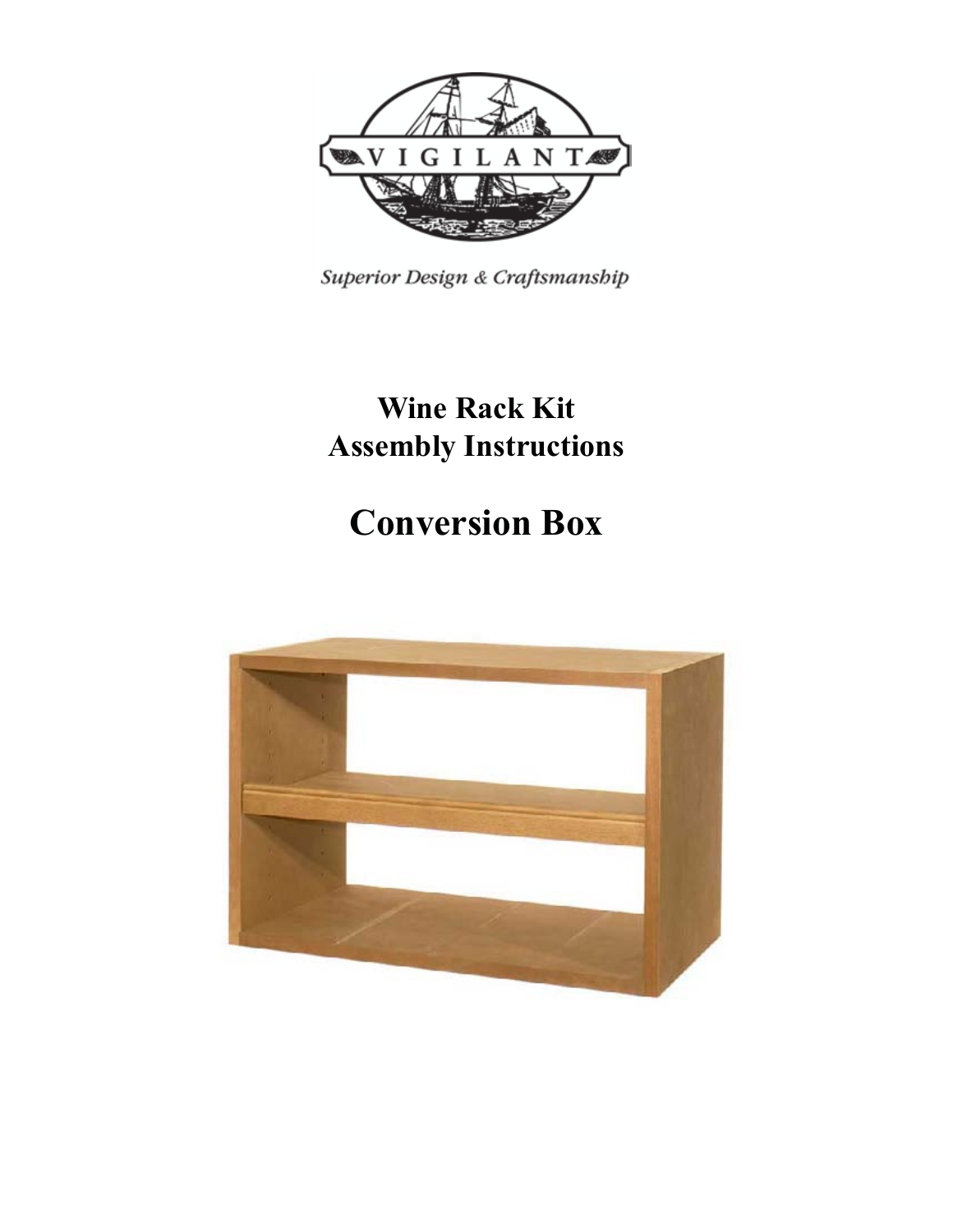VIGILANT

*Superior Design & Craftsmanship*

# Wine Rack Kit
# Assembly Instructions

# Conversion Box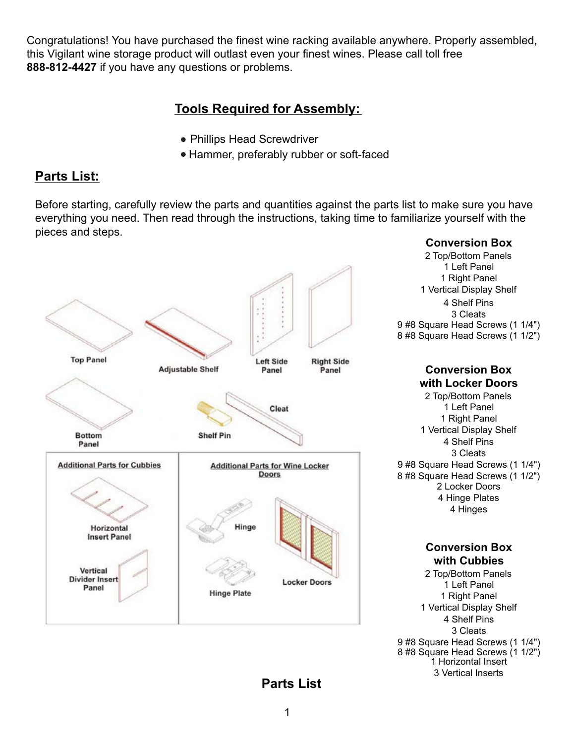Congratulations! You have purchased the finest wine racking available anywhere. Properly assembled, this Vigilant wine storage product will outlast even your finest wines. Please call toll free **888-812-4427** if you have any questions or problems.

## Tools Required for Assembly:

- Phillips Head Screwdriver
- Hammer, preferably rubber or soft-faced

## Parts List:

Before starting, carefully review the parts and quantities against the parts list to make sure you have everything you need. Then read through the instructions, taking time to familiarize yourself with the pieces and steps.

Top Panel

Adjustable Shelf

Left Side Panel

Right Side Panel

Bottom Panel

Shelf Pin

Cleat

Additional Parts for Cubbies

Horizontal Insert Panel

Vertical Divider Insert Panel

Additional Parts for Wine Locker Doors

Hinge

Hinge Plate

Locker Doors

### Conversion Box

2 Top/Bottom Panels
1 Left Panel
1 Right Panel
1 Vertical Display Shelf
4 Shelf Pins
3 Cleats
9 #8 Square Head Screws (1 1/4")
8 #8 Square Head Screws (1 1/2")

### Conversion Box with Locker Doors

2 Top/Bottom Panels
1 Left Panel
1 Right Panel
1 Vertical Display Shelf
4 Shelf Pins
3 Cleats
9 #8 Square Head Screws (1 1/4")
8 #8 Square Head Screws (1 1/2")
2 Locker Doors
4 Hinge Plates
4 Hinges

### Conversion Box with Cubbies

2 Top/Bottom Panels
1 Left Panel
1 Right Panel
1 Vertical Display Shelf
4 Shelf Pins
3 Cleats
9 #8 Square Head Screws (1 1/4")
8 #8 Square Head Screws (1 1/2")
1 Horizontal Insert
3 Vertical Inserts

**Parts List**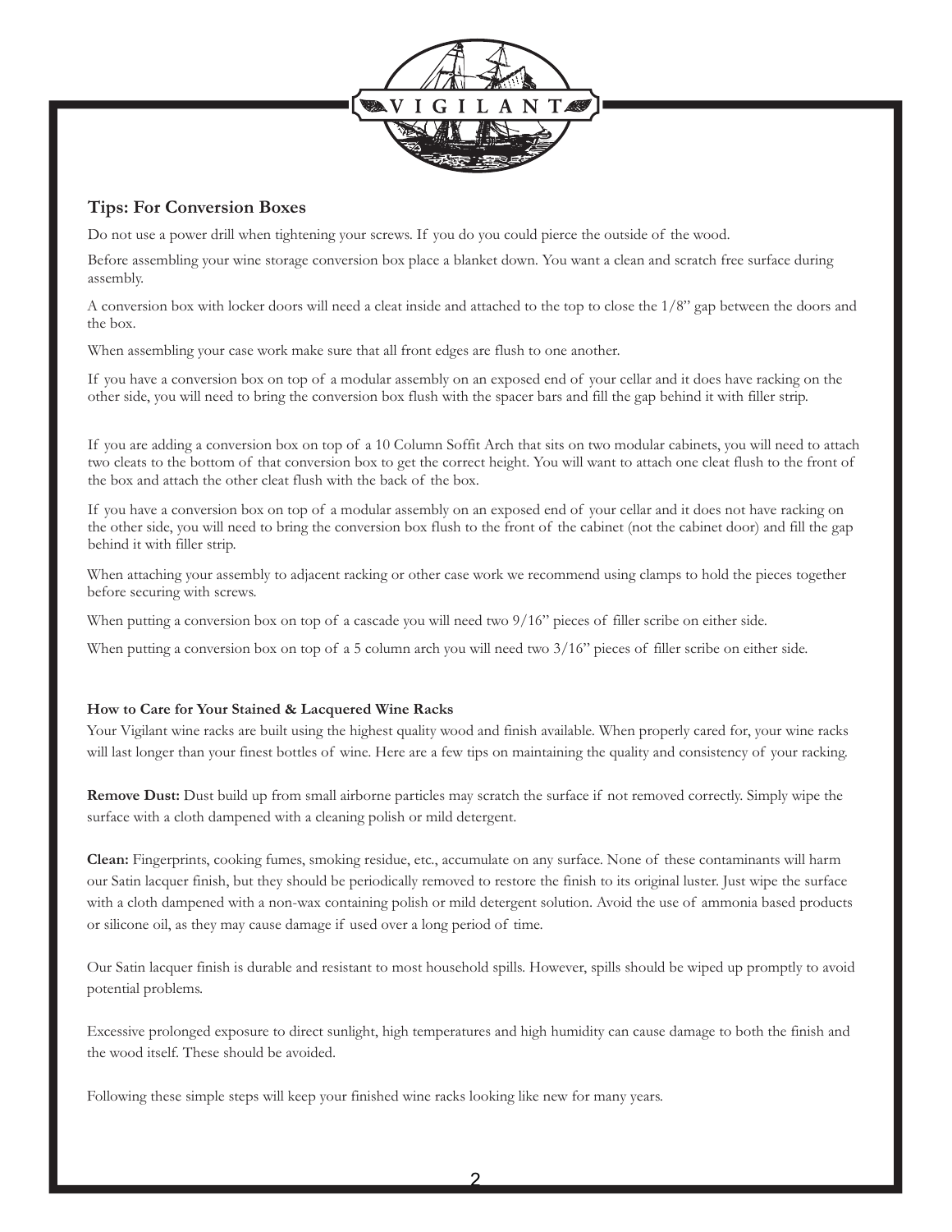## Tips: For Conversion Boxes

Do not use a power drill when tightening your screws. If you do you could pierce the outside of the wood.

Before assembling your wine storage conversion box place a blanket down. You want a clean and scratch free surface during assembly.

A conversion box with locker doors will need a cleat inside and attached to the top to close the 1/8" gap between the doors and the box.

When assembling your case work make sure that all front edges are flush to one another.

If you have a conversion box on top of a modular assembly on an exposed end of your cellar and it does have racking on the other side, you will need to bring the conversion box flush with the spacer bars and fill the gap behind it with filler strip.

If you are adding a conversion box on top of a 10 Column Soffit Arch that sits on two modular cabinets, you will need to attach two cleats to the bottom of that conversion box to get the correct height. You will want to attach one cleat flush to the front of the box and attach the other cleat flush with the back of the box.

If you have a conversion box on top of a modular assembly on an exposed end of your cellar and it does not have racking on the other side, you will need to bring the conversion box flush to the front of the cabinet (not the cabinet door) and fill the gap behind it with filler strip.

When attaching your assembly to adjacent racking or other case work we recommend using clamps to hold the pieces together before securing with screws.

When putting a conversion box on top of a cascade you will need two 9/16" pieces of filler scribe on either side.

When putting a conversion box on top of a 5 column arch you will need two 3/16" pieces of filler scribe on either side.

### How to Care for Your Stained & Lacquered Wine Racks

Your Vigilant wine racks are built using the highest quality wood and finish available. When properly cared for, your wine racks will last longer than your finest bottles of wine. Here are a few tips on maintaining the quality and consistency of your racking.

**Remove Dust:** Dust build up from small airborne particles may scratch the surface if not removed correctly. Simply wipe the surface with a cloth dampened with a cleaning polish or mild detergent.

**Clean:** Fingerprints, cooking fumes, smoking residue, etc., accumulate on any surface. None of these contaminants will harm our Satin lacquer finish, but they should be periodically removed to restore the finish to its original luster. Just wipe the surface with a cloth dampened with a non-wax containing polish or mild detergent solution. Avoid the use of ammonia based products or silicone oil, as they may cause damage if used over a long period of time.

Our Satin lacquer finish is durable and resistant to most household spills. However, spills should be wiped up promptly to avoid potential problems.

Excessive prolonged exposure to direct sunlight, high temperatures and high humidity can cause damage to both the finish and the wood itself. These should be avoided.

Following these simple steps will keep your finished wine racks looking like new for many years.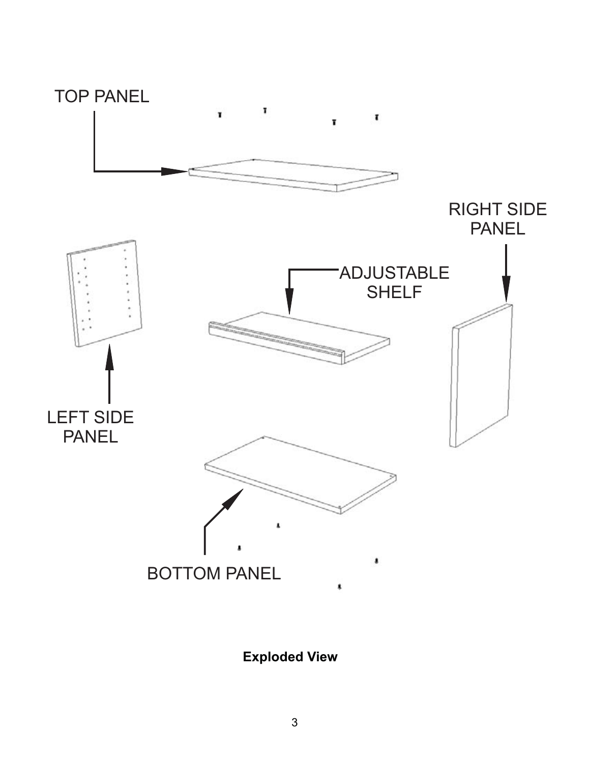TOP PANEL

RIGHT SIDE PANEL

ADJUSTABLE SHELF

LEFT SIDE PANEL

BOTTOM PANEL

**Exploded View**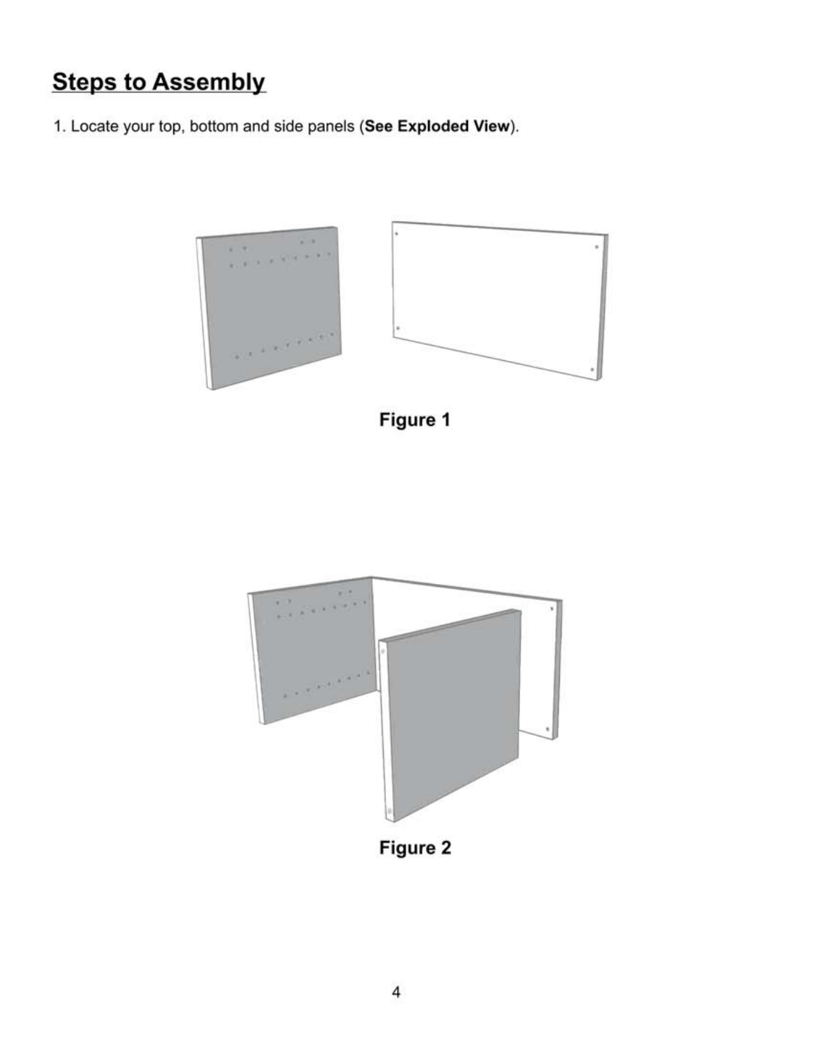## Steps to Assembly

1. Locate your top, bottom and side panels (**See Exploded View**).

**Figure 1**

**Figure 2**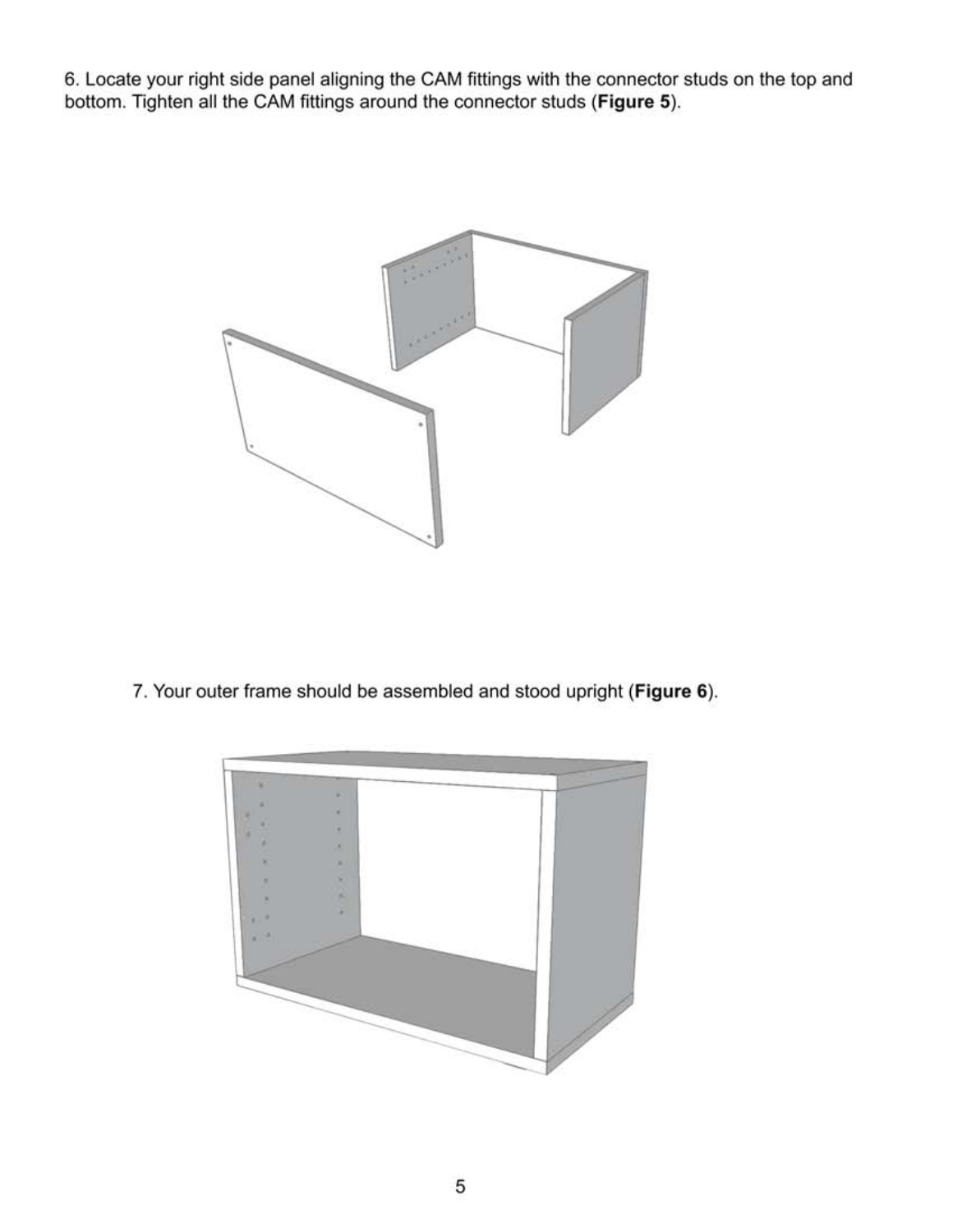6. Locate your right side panel aligning the CAM fittings with the connector studs on the top and bottom. Tighten all the CAM fittings around the connector studs (**Figure 5**).

7. Your outer frame should be assembled and stood upright (**Figure 6**).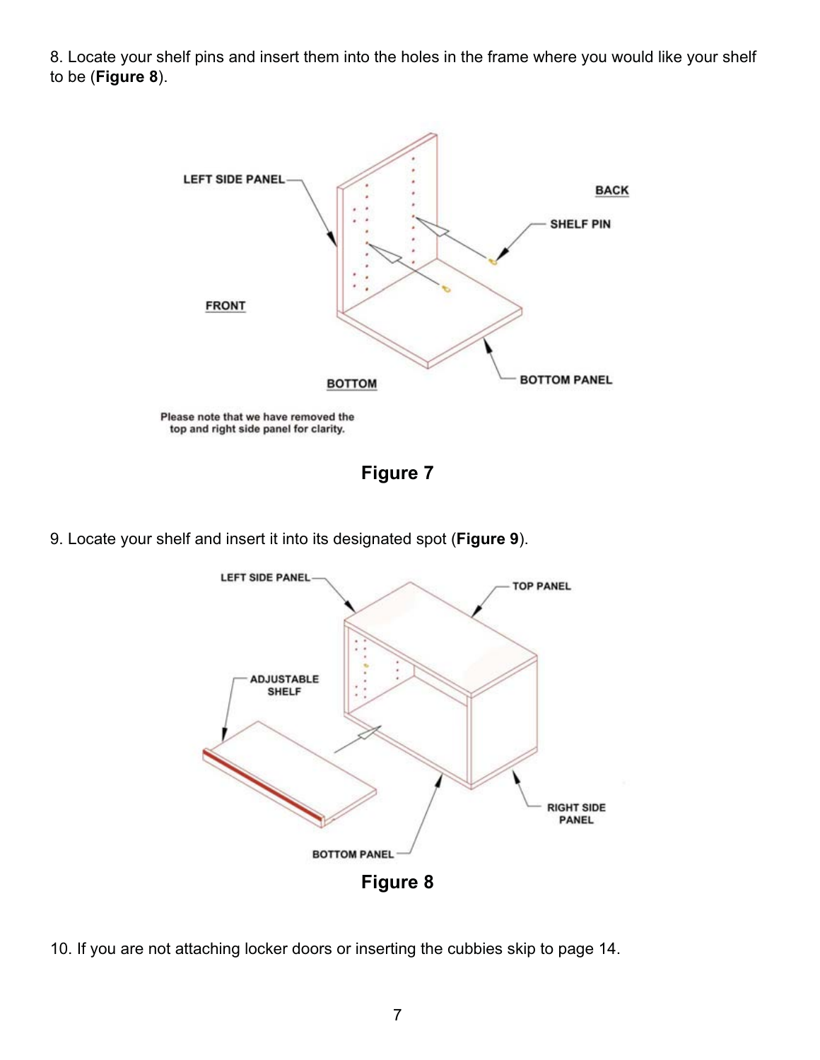8. Locate your shelf pins and insert them into the holes in the frame where you would like your shelf to be (**Figure 8**).

Please note that we have removed the top and right side panel for clarity.

**Figure 7**

9. Locate your shelf and insert it into its designated spot (**Figure 9**).

**Figure 8**

10. If you are not attaching locker doors or inserting the cubbies skip to page 14.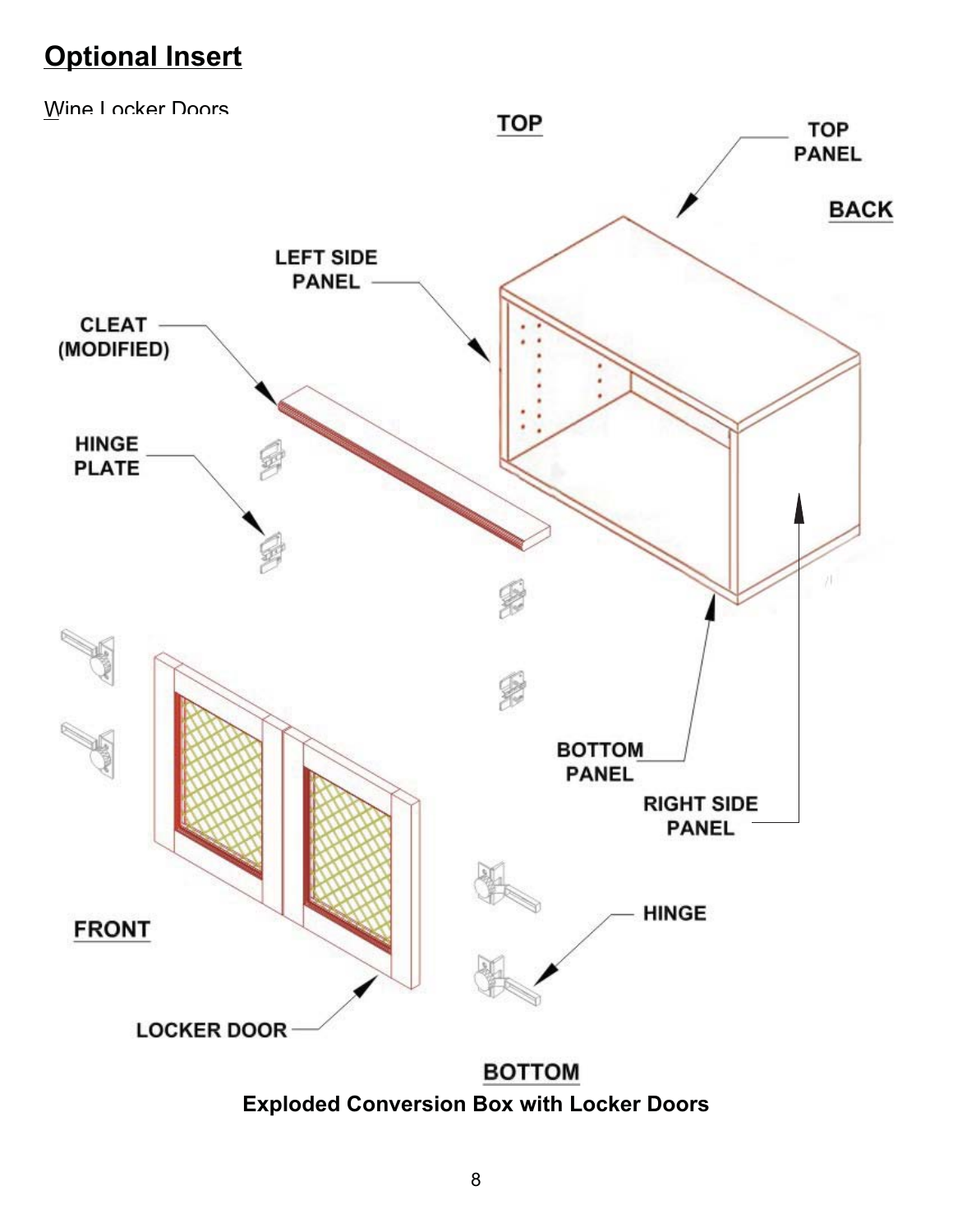## Optional Insert

Wine Locker Doors

TOP

TOP PANEL

BACK

LEFT SIDE PANEL

CLEAT (MODIFIED)

HINGE PLATE

BOTTOM PANEL

RIGHT SIDE PANEL

HINGE

FRONT

LOCKER DOOR

BOTTOM

**Exploded Conversion Box with Locker Doors**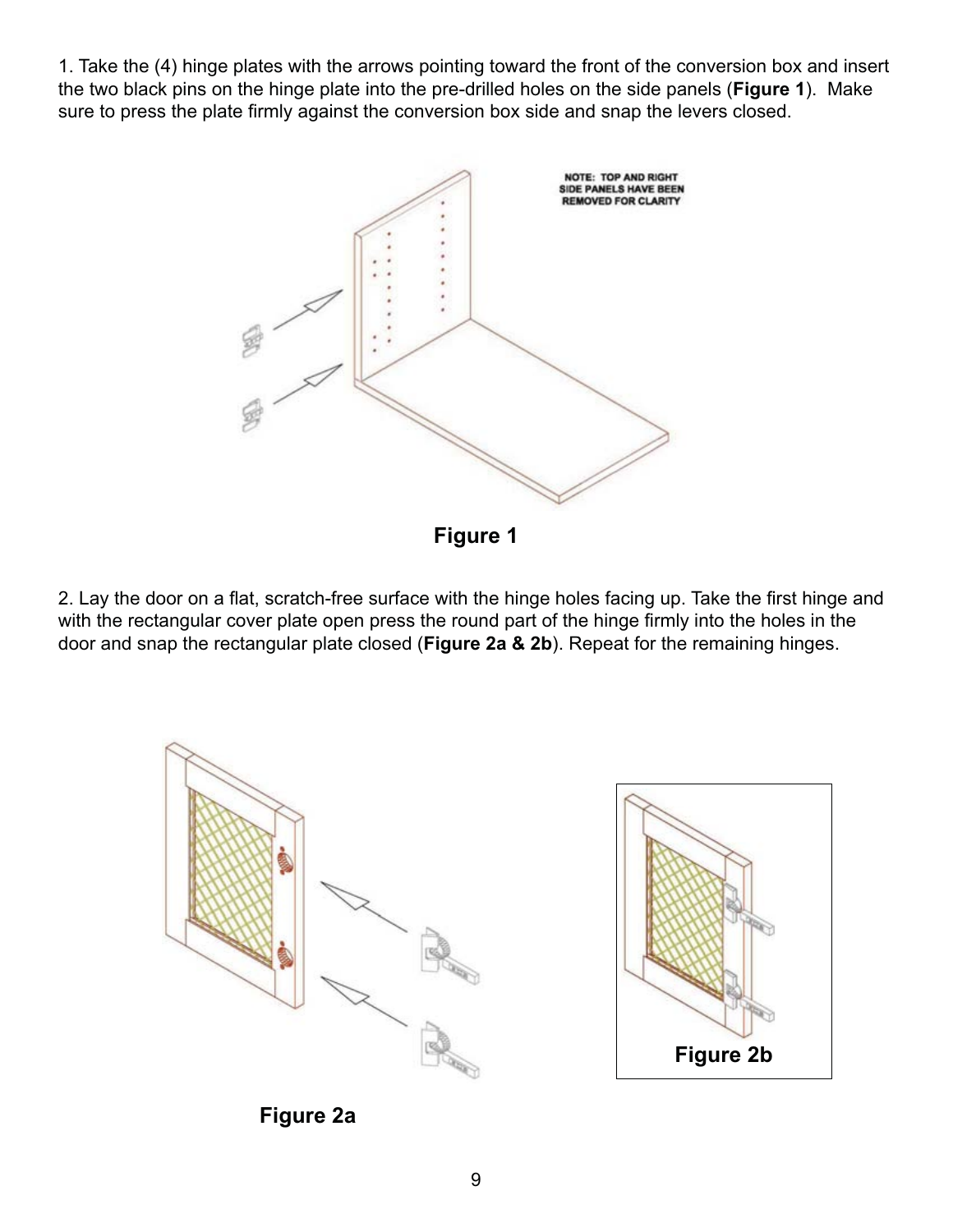1. Take the (4) hinge plates with the arrows pointing toward the front of the conversion box and insert the two black pins on the hinge plate into the pre-drilled holes on the side panels (**Figure 1**). Make sure to press the plate firmly against the conversion box side and snap the levers closed.

NOTE: TOP AND RIGHT SIDE PANELS HAVE BEEN REMOVED FOR CLARITY

**Figure 1**

2. Lay the door on a flat, scratch-free surface with the hinge holes facing up. Take the first hinge and with the rectangular cover plate open press the round part of the hinge firmly into the holes in the door and snap the rectangular plate closed (**Figure 2a & 2b**). Repeat for the remaining hinges.

**Figure 2a**

**Figure 2b**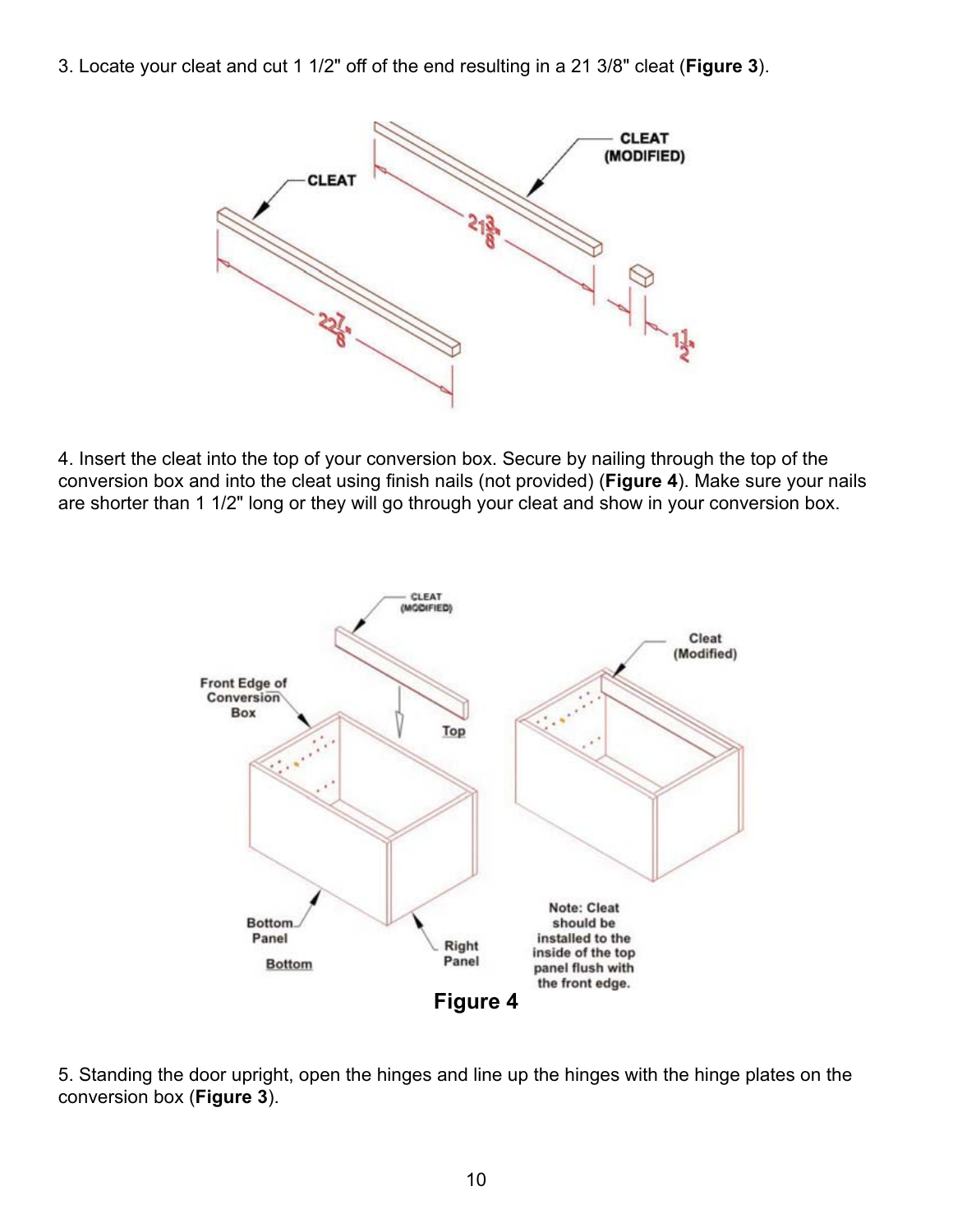3. Locate your cleat and cut 1 1/2" off of the end resulting in a 21 3/8" cleat (**Figure 3**).

4. Insert the cleat into the top of your conversion box. Secure by nailing through the top of the conversion box and into the cleat using finish nails (not provided) (**Figure 4**). Make sure your nails are shorter than 1 1/2" long or they will go through your cleat and show in your conversion box.

**Figure 4**

5. Standing the door upright, open the hinges and line up the hinges with the hinge plates on the conversion box (**Figure 3**).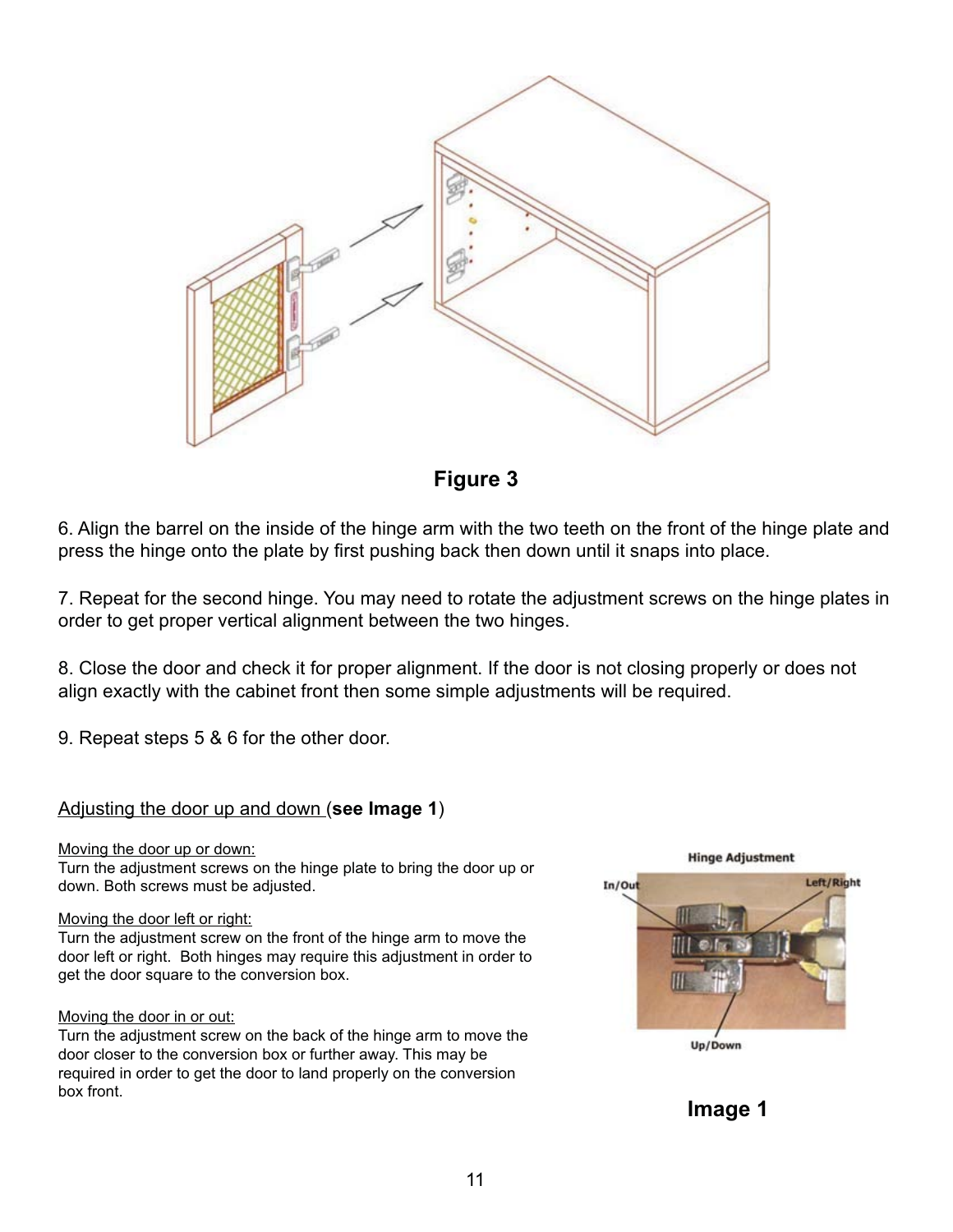Figure 3

6. Align the barrel on the inside of the hinge arm with the two teeth on the front of the hinge plate and press the hinge onto the plate by first pushing back then down until it snaps into place.

7. Repeat for the second hinge. You may need to rotate the adjustment screws on the hinge plates in order to get proper vertical alignment between the two hinges.

8. Close the door and check it for proper alignment. If the door is not closing properly or does not align exactly with the cabinet front then some simple adjustments will be required.

9. Repeat steps 5 & 6 for the other door.

<u>Adjusting the door up and down </u>(**see Image 1**)

<u>Moving the door up or down:</u>
Turn the adjustment screws on the hinge plate to bring the door up or down. Both screws must be adjusted.

<u>Moving the door left or right:</u>
Turn the adjustment screw on the front of the hinge arm to move the door left or right. Both hinges may require this adjustment in order to get the door square to the conversion box.

<u>Moving the door in or out:</u>
Turn the adjustment screw on the back of the hinge arm to move the door closer to the conversion box or further away. This may be required in order to get the door to land properly on the conversion box front.

Hinge Adjustment

In/Out

Left/Right

Up/Down

**Image 1**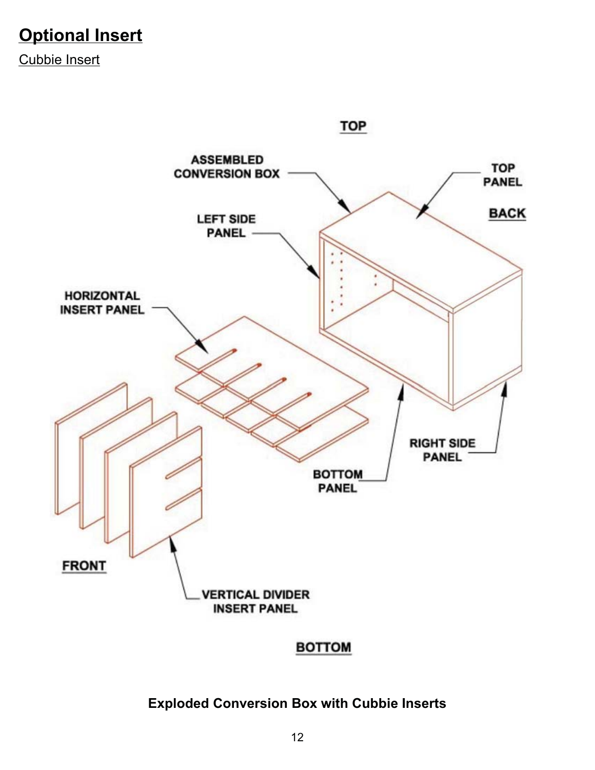## Optional Insert

Cubbie Insert

TOP

ASSEMBLED CONVERSION BOX

TOP PANEL

BACK

LEFT SIDE PANEL

HORIZONTAL INSERT PANEL

RIGHT SIDE PANEL

BOTTOM PANEL

FRONT

VERTICAL DIVIDER INSERT PANEL

BOTTOM

**Exploded Conversion Box with Cubbie Inserts**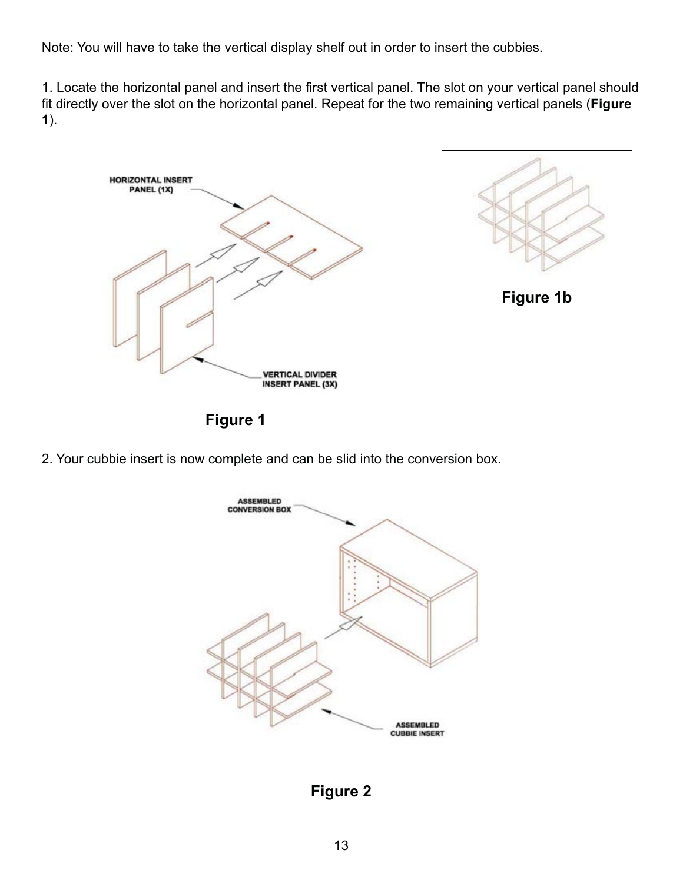Note: You will have to take the vertical display shelf out in order to insert the cubbies.

1. Locate the horizontal panel and insert the first vertical panel. The slot on your vertical panel should fit directly over the slot on the horizontal panel. Repeat for the two remaining vertical panels (**Figure 1**).

HORIZONTAL INSERT PANEL (1X)

VERTICAL DIVIDER INSERT PANEL (3X)

**Figure 1**

**Figure 1b**

2. Your cubbie insert is now complete and can be slid into the conversion box.

ASSEMBLED CONVERSION BOX

ASSEMBLED CUBBIE INSERT

**Figure 2**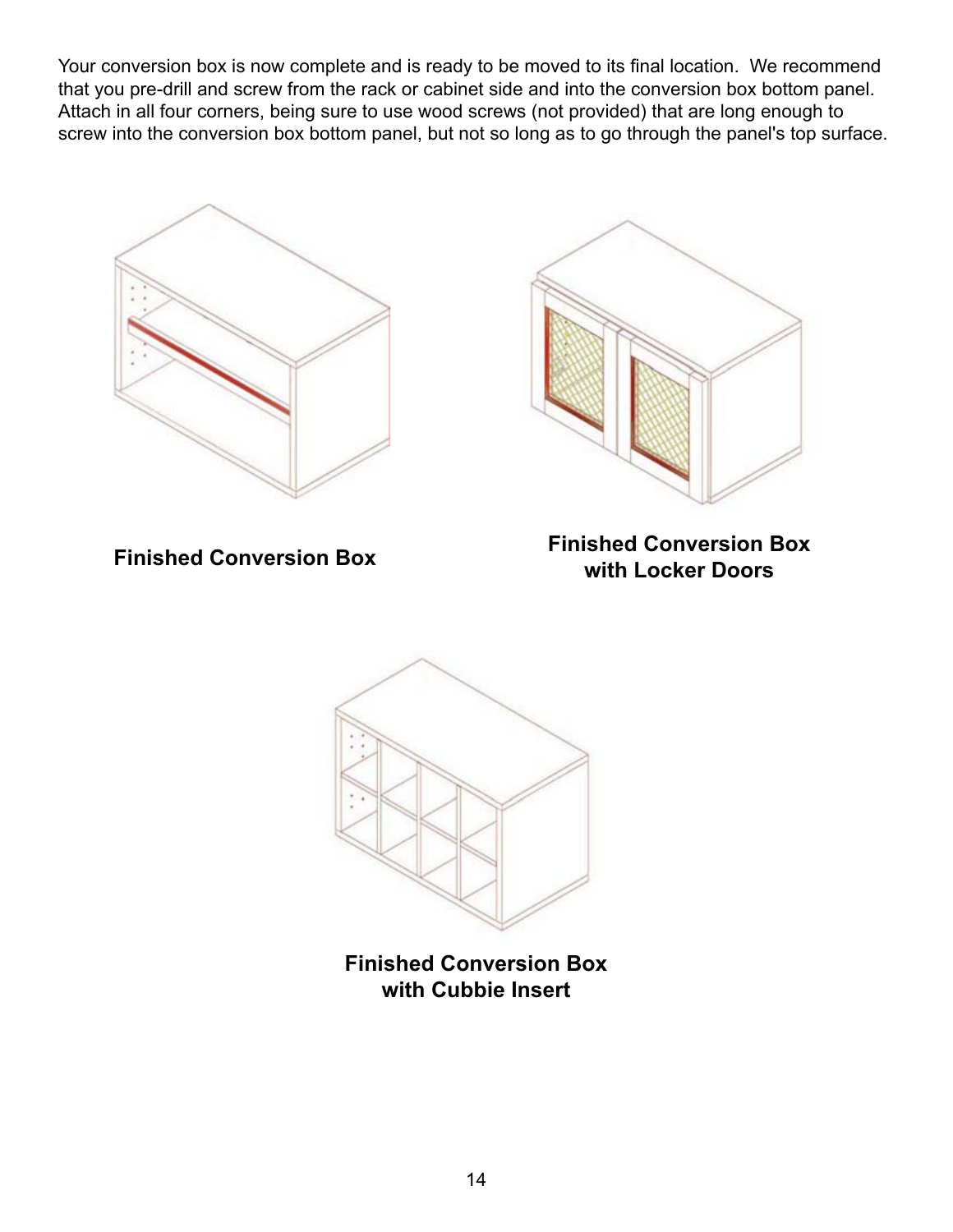Your conversion box is now complete and is ready to be moved to its final location. We recommend that you pre-drill and screw from the rack or cabinet side and into the conversion box bottom panel. Attach in all four corners, being sure to use wood screws (not provided) that are long enough to screw into the conversion box bottom panel, but not so long as to go through the panel's top surface.

**Finished Conversion Box**

**Finished Conversion Box with Locker Doors**

**Finished Conversion Box with Cubbie Insert**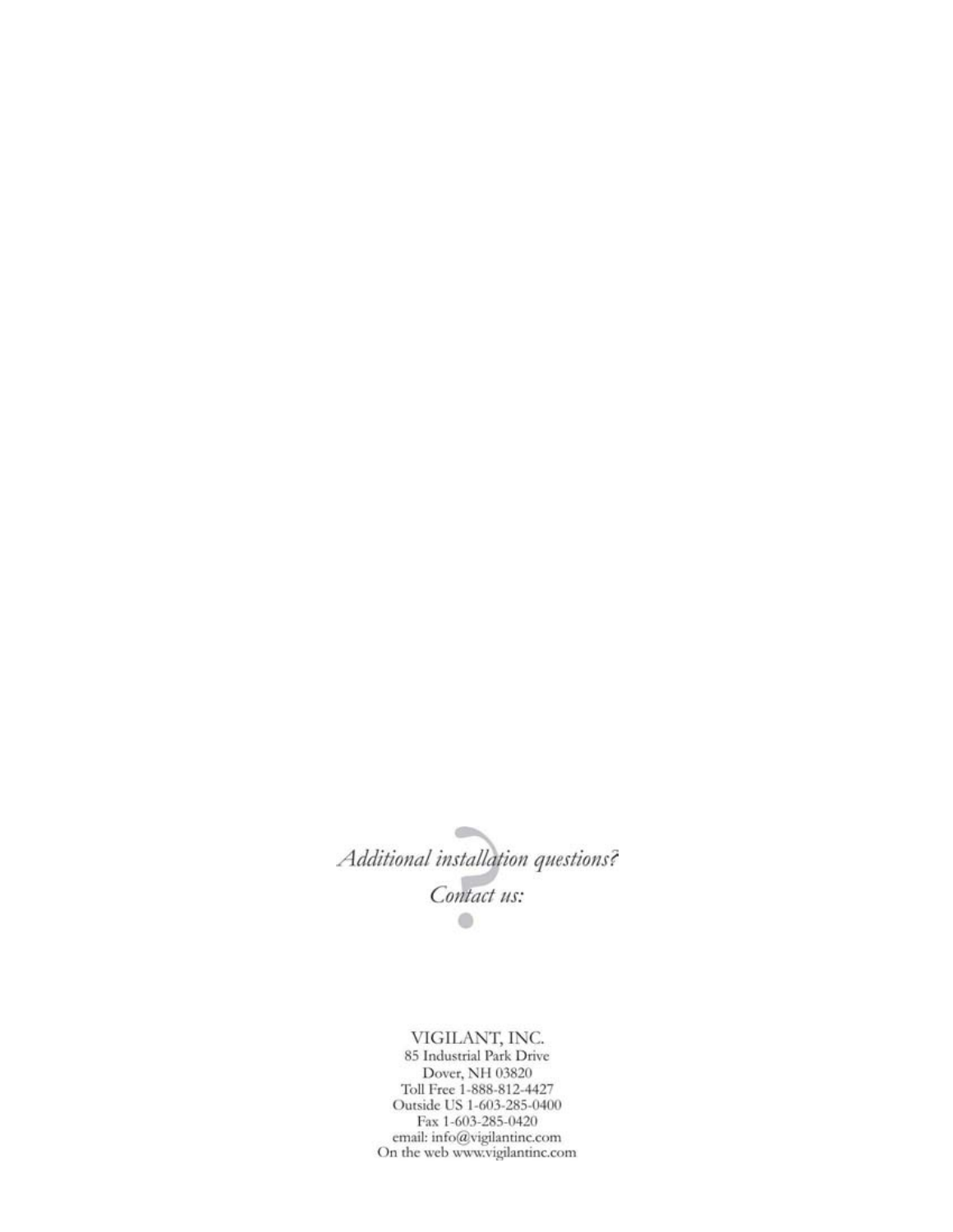*Additional installation questions?*

*Contact us:*

VIGILANT, INC.
85 Industrial Park Drive
Dover, NH 03820
Toll Free 1-888-812-4427
Outside US 1-603-285-0400
Fax 1-603-285-0420
email: info@vigilantinc.com
On the web www.vigilantinc.com